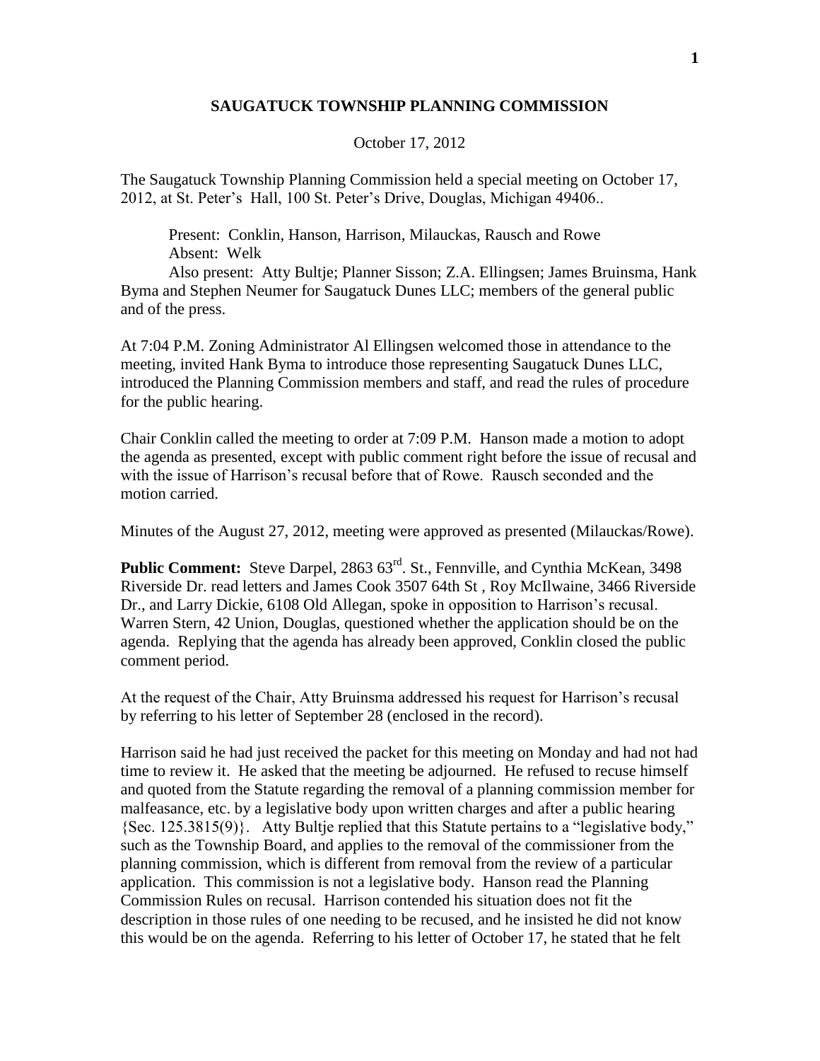## SAUGATUCK TOWNSHIP PLANNING COMMISSION

October 17, 2012

The Saugatuck Township Planning Commission held a special meeting on October 17, 2012, at St. Peter's Hall, 100 St. Peter's Drive, Douglas, Michigan 49406..

Present: Conklin, Hanson, Harrison, Milauckas, Rausch and Rowe
Absent: Welk
Also present: Atty Bultje; Planner Sisson; Z.A. Ellingsen; James Bruinsma, Hank Byma and Stephen Neumer for Saugatuck Dunes LLC; members of the general public and of the press.

At 7:04 P.M. Zoning Administrator Al Ellingsen welcomed those in attendance to the meeting, invited Hank Byma to introduce those representing Saugatuck Dunes LLC, introduced the Planning Commission members and staff, and read the rules of procedure for the public hearing.

Chair Conklin called the meeting to order at 7:09 P.M. Hanson made a motion to adopt the agenda as presented, except with public comment right before the issue of recusal and with the issue of Harrison's recusal before that of Rowe. Rausch seconded and the motion carried.

Minutes of the August 27, 2012, meeting were approved as presented (Milauckas/Rowe).

**Public Comment:** Steve Darpel, 2863 63rd. St., Fennville, and Cynthia McKean, 3498 Riverside Dr. read letters and James Cook 3507 64th St , Roy McIlwaine, 3466 Riverside Dr., and Larry Dickie, 6108 Old Allegan, spoke in opposition to Harrison's recusal. Warren Stern, 42 Union, Douglas, questioned whether the application should be on the agenda. Replying that the agenda has already been approved, Conklin closed the public comment period.

At the request of the Chair, Atty Bruinsma addressed his request for Harrison's recusal by referring to his letter of September 28 (enclosed in the record).

Harrison said he had just received the packet for this meeting on Monday and had not had time to review it. He asked that the meeting be adjourned. He refused to recuse himself and quoted from the Statute regarding the removal of a planning commission member for malfeasance, etc. by a legislative body upon written charges and after a public hearing {Sec. 125.3815(9)}. Atty Bultje replied that this Statute pertains to a "legislative body," such as the Township Board, and applies to the removal of the commissioner from the planning commission, which is different from removal from the review of a particular application. This commission is not a legislative body. Hanson read the Planning Commission Rules on recusal. Harrison contended his situation does not fit the description in those rules of one needing to be recused, and he insisted he did not know this would be on the agenda. Referring to his letter of October 17, he stated that he felt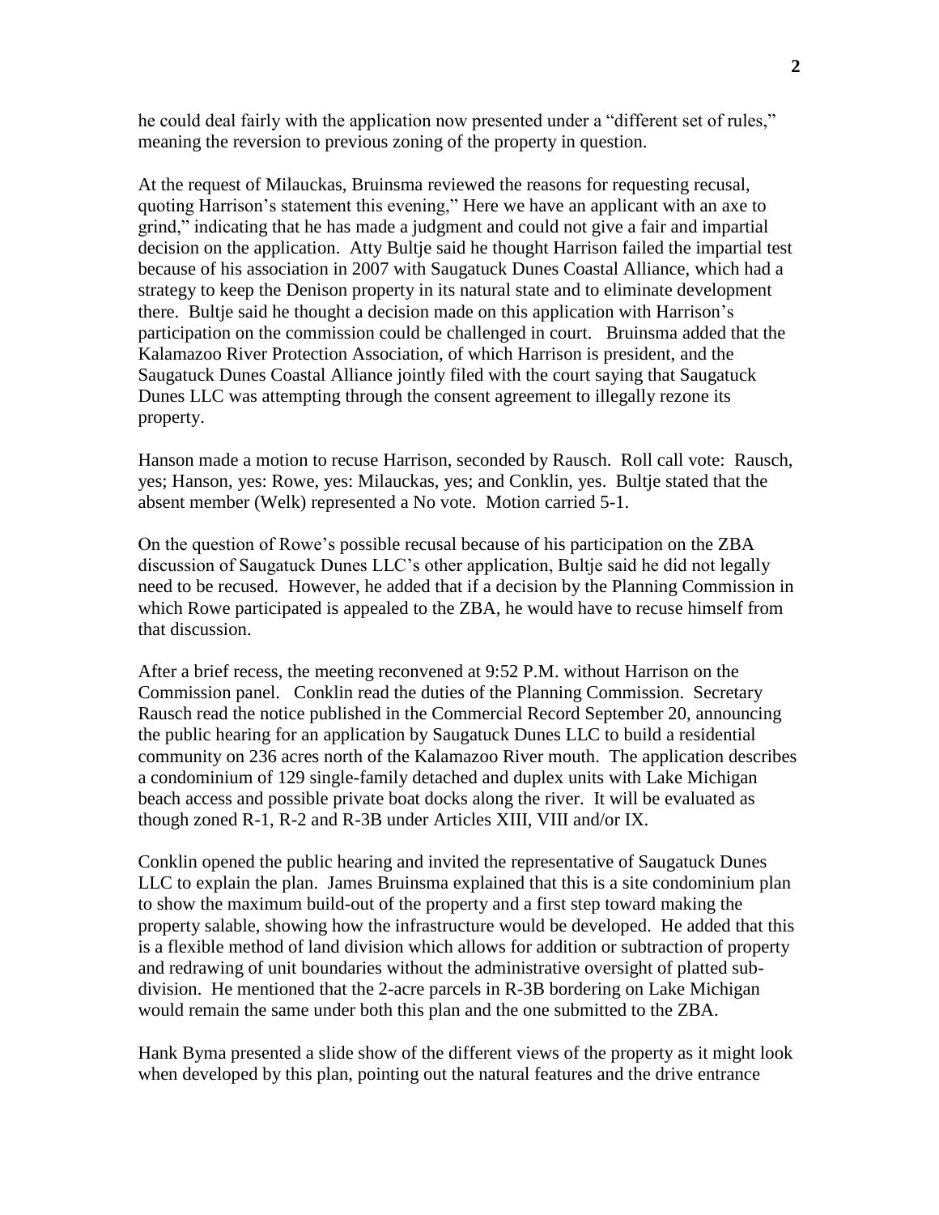he could deal fairly with the application now presented under a "different set of rules," meaning the reversion to previous zoning of the property in question.

At the request of Milauckas, Bruinsma reviewed the reasons for requesting recusal, quoting Harrison's statement this evening," Here we have an applicant with an axe to grind," indicating that he has made a judgment and could not give a fair and impartial decision on the application. Atty Bultje said he thought Harrison failed the impartial test because of his association in 2007 with Saugatuck Dunes Coastal Alliance, which had a strategy to keep the Denison property in its natural state and to eliminate development there. Bultje said he thought a decision made on this application with Harrison's participation on the commission could be challenged in court. Bruinsma added that the Kalamazoo River Protection Association, of which Harrison is president, and the Saugatuck Dunes Coastal Alliance jointly filed with the court saying that Saugatuck Dunes LLC was attempting through the consent agreement to illegally rezone its property.

Hanson made a motion to recuse Harrison, seconded by Rausch. Roll call vote: Rausch, yes; Hanson, yes: Rowe, yes: Milauckas, yes; and Conklin, yes. Bultje stated that the absent member (Welk) represented a No vote. Motion carried 5-1.

On the question of Rowe's possible recusal because of his participation on the ZBA discussion of Saugatuck Dunes LLC's other application, Bultje said he did not legally need to be recused. However, he added that if a decision by the Planning Commission in which Rowe participated is appealed to the ZBA, he would have to recuse himself from that discussion.

After a brief recess, the meeting reconvened at 9:52 P.M. without Harrison on the Commission panel. Conklin read the duties of the Planning Commission. Secretary Rausch read the notice published in the Commercial Record September 20, announcing the public hearing for an application by Saugatuck Dunes LLC to build a residential community on 236 acres north of the Kalamazoo River mouth. The application describes a condominium of 129 single-family detached and duplex units with Lake Michigan beach access and possible private boat docks along the river. It will be evaluated as though zoned R-1, R-2 and R-3B under Articles XIII, VIII and/or IX.

Conklin opened the public hearing and invited the representative of Saugatuck Dunes LLC to explain the plan. James Bruinsma explained that this is a site condominium plan to show the maximum build-out of the property and a first step toward making the property salable, showing how the infrastructure would be developed. He added that this is a flexible method of land division which allows for addition or subtraction of property and redrawing of unit boundaries without the administrative oversight of platted sub-division. He mentioned that the 2-acre parcels in R-3B bordering on Lake Michigan would remain the same under both this plan and the one submitted to the ZBA.

Hank Byma presented a slide show of the different views of the property as it might look when developed by this plan, pointing out the natural features and the drive entrance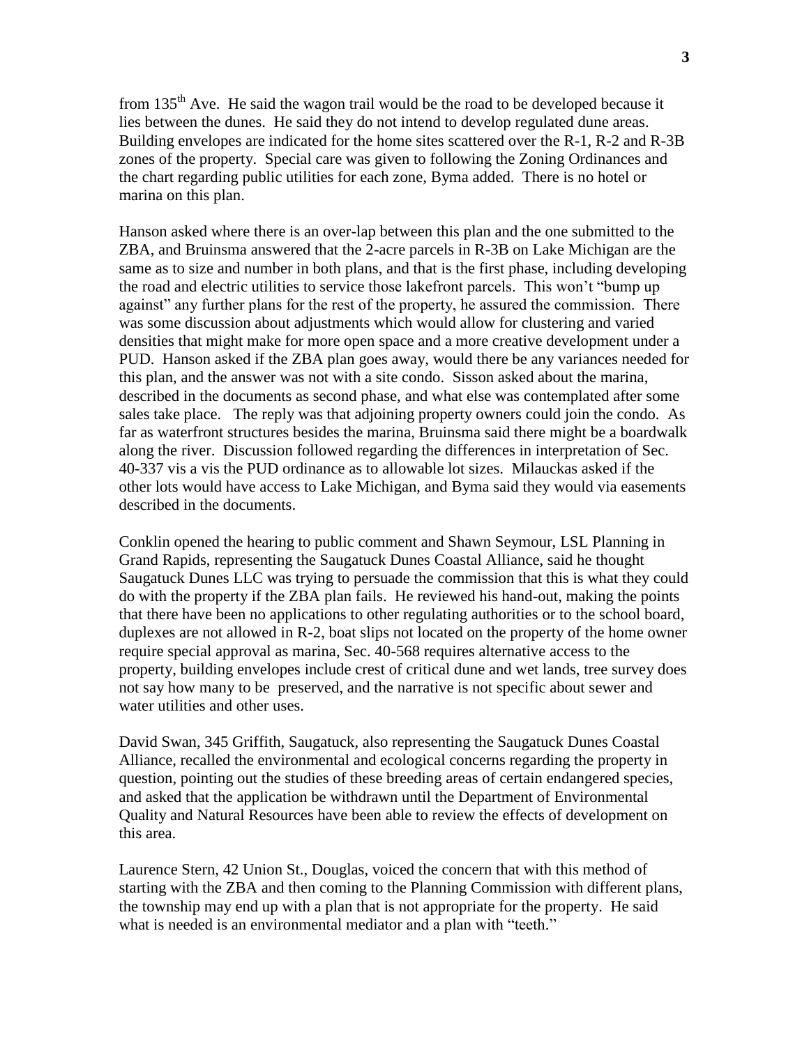from 135th Ave. He said the wagon trail would be the road to be developed because it lies between the dunes. He said they do not intend to develop regulated dune areas. Building envelopes are indicated for the home sites scattered over the R-1, R-2 and R-3B zones of the property. Special care was given to following the Zoning Ordinances and the chart regarding public utilities for each zone, Byma added. There is no hotel or marina on this plan.

Hanson asked where there is an over-lap between this plan and the one submitted to the ZBA, and Bruinsma answered that the 2-acre parcels in R-3B on Lake Michigan are the same as to size and number in both plans, and that is the first phase, including developing the road and electric utilities to service those lakefront parcels. This won't "bump up against" any further plans for the rest of the property, he assured the commission. There was some discussion about adjustments which would allow for clustering and varied densities that might make for more open space and a more creative development under a PUD. Hanson asked if the ZBA plan goes away, would there be any variances needed for this plan, and the answer was not with a site condo. Sisson asked about the marina, described in the documents as second phase, and what else was contemplated after some sales take place. The reply was that adjoining property owners could join the condo. As far as waterfront structures besides the marina, Bruinsma said there might be a boardwalk along the river. Discussion followed regarding the differences in interpretation of Sec. 40-337 vis a vis the PUD ordinance as to allowable lot sizes. Milauckas asked if the other lots would have access to Lake Michigan, and Byma said they would via easements described in the documents.

Conklin opened the hearing to public comment and Shawn Seymour, LSL Planning in Grand Rapids, representing the Saugatuck Dunes Coastal Alliance, said he thought Saugatuck Dunes LLC was trying to persuade the commission that this is what they could do with the property if the ZBA plan fails. He reviewed his hand-out, making the points that there have been no applications to other regulating authorities or to the school board, duplexes are not allowed in R-2, boat slips not located on the property of the home owner require special approval as marina, Sec. 40-568 requires alternative access to the property, building envelopes include crest of critical dune and wet lands, tree survey does not say how many to be preserved, and the narrative is not specific about sewer and water utilities and other uses.

David Swan, 345 Griffith, Saugatuck, also representing the Saugatuck Dunes Coastal Alliance, recalled the environmental and ecological concerns regarding the property in question, pointing out the studies of these breeding areas of certain endangered species, and asked that the application be withdrawn until the Department of Environmental Quality and Natural Resources have been able to review the effects of development on this area.

Laurence Stern, 42 Union St., Douglas, voiced the concern that with this method of starting with the ZBA and then coming to the Planning Commission with different plans, the township may end up with a plan that is not appropriate for the property. He said what is needed is an environmental mediator and a plan with "teeth."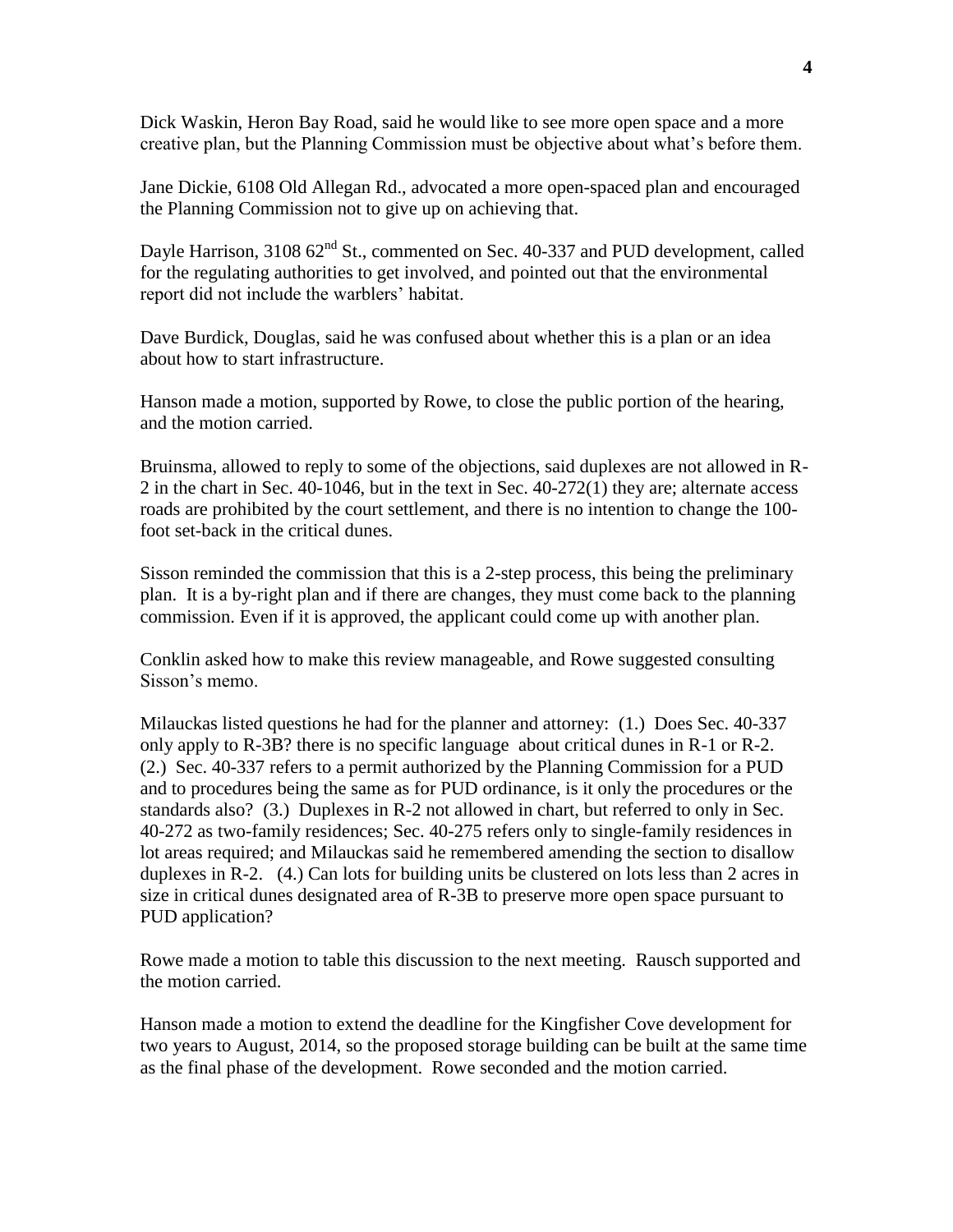Dick Waskin, Heron Bay Road, said he would like to see more open space and a more creative plan, but the Planning Commission must be objective about what's before them.

Jane Dickie, 6108 Old Allegan Rd., advocated a more open-spaced plan and encouraged the Planning Commission not to give up on achieving that.

Dayle Harrison, 3108 62nd St., commented on Sec. 40-337 and PUD development, called for the regulating authorities to get involved, and pointed out that the environmental report did not include the warblers' habitat.

Dave Burdick, Douglas, said he was confused about whether this is a plan or an idea about how to start infrastructure.

Hanson made a motion, supported by Rowe, to close the public portion of the hearing, and the motion carried.

Bruinsma, allowed to reply to some of the objections, said duplexes are not allowed in R-2 in the chart in Sec. 40-1046, but in the text in Sec. 40-272(1) they are; alternate access roads are prohibited by the court settlement, and there is no intention to change the 100-foot set-back in the critical dunes.

Sisson reminded the commission that this is a 2-step process, this being the preliminary plan. It is a by-right plan and if there are changes, they must come back to the planning commission. Even if it is approved, the applicant could come up with another plan.

Conklin asked how to make this review manageable, and Rowe suggested consulting Sisson's memo.

Milauckas listed questions he had for the planner and attorney: (1.) Does Sec. 40-337 only apply to R-3B? there is no specific language about critical dunes in R-1 or R-2. (2.) Sec. 40-337 refers to a permit authorized by the Planning Commission for a PUD and to procedures being the same as for PUD ordinance, is it only the procedures or the standards also? (3.) Duplexes in R-2 not allowed in chart, but referred to only in Sec. 40-272 as two-family residences; Sec. 40-275 refers only to single-family residences in lot areas required; and Milauckas said he remembered amending the section to disallow duplexes in R-2. (4.) Can lots for building units be clustered on lots less than 2 acres in size in critical dunes designated area of R-3B to preserve more open space pursuant to PUD application?

Rowe made a motion to table this discussion to the next meeting. Rausch supported and the motion carried.

Hanson made a motion to extend the deadline for the Kingfisher Cove development for two years to August, 2014, so the proposed storage building can be built at the same time as the final phase of the development. Rowe seconded and the motion carried.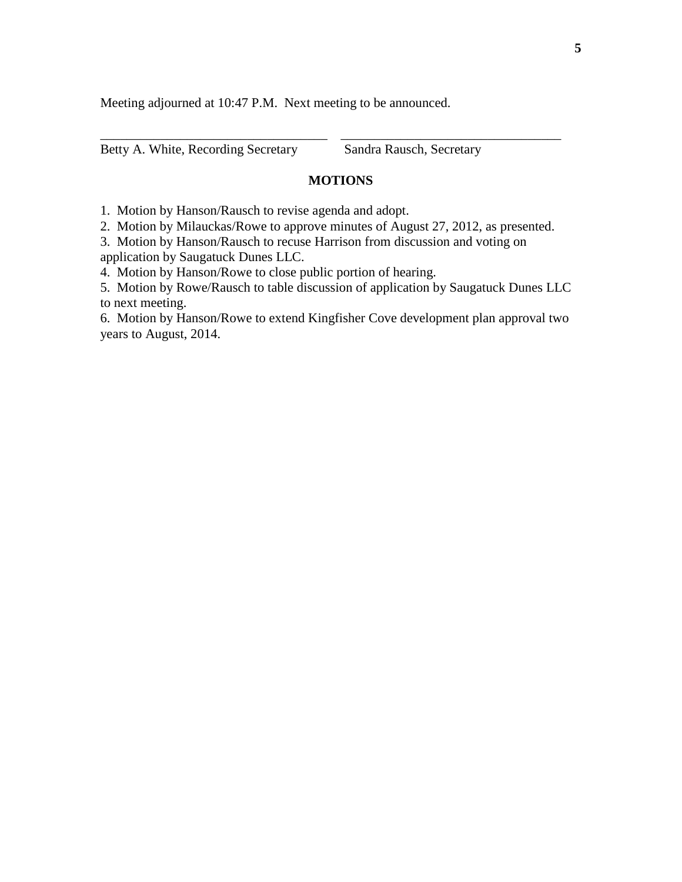Meeting adjourned at 10:47 P.M.  Next meeting to be announced.

__________________________________    _________________________________
Betty A. White, Recording Secretary    Sandra Rausch, Secretary

**MOTIONS**

1. Motion by Hanson/Rausch to revise agenda and adopt.
2. Motion by Milauckas/Rowe to approve minutes of August 27, 2012, as presented.
3. Motion by Hanson/Rausch to recuse Harrison from discussion and voting on application by Saugatuck Dunes LLC.
4. Motion by Hanson/Rowe to close public portion of hearing.
5. Motion by Rowe/Rausch to table discussion of application by Saugatuck Dunes LLC to next meeting.
6. Motion by Hanson/Rowe to extend Kingfisher Cove development plan approval two years to August, 2014.